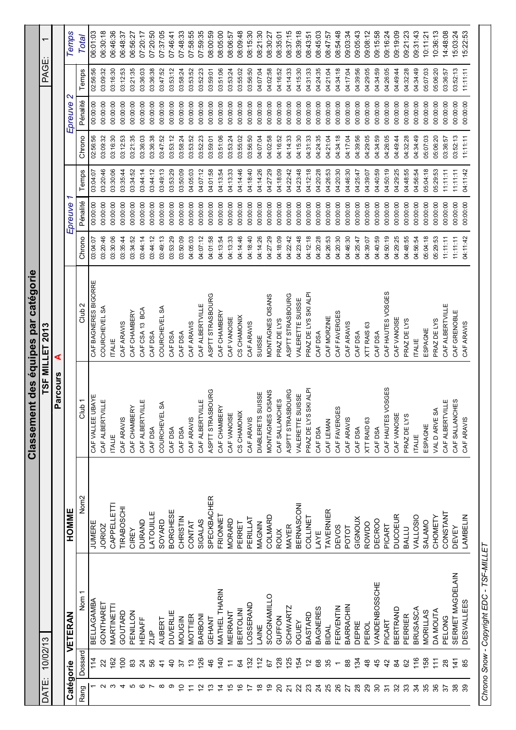# Classement des équipes par catégorie

DATE: 10/02/13 | **TSF MILLET 2013** | PAGE: 1

**Parcours A**

**Catégorie VETERAN HOMME**

| Rang | Dossard | Nom 1 | Nom2 | Club 1 | Club 2 | Epreuve 1 Chrono | Epreuve 1 Pénalité | Epreuve 1 Temps | Epreuve 2 Chrono | Epreuve 2 Pénalité | Epreuve 2 Temps | Temps Total |
|---|---|---|---|---|---|---|---|---|---|---|---|---|
| 1 | 114 | BELLAGAMBA | JUMERE | CAF VALLEE UBAYE | CAF BAGNERES BIGORRE | 03:04:07 | 00:00:00 | 03:04:07 | 02:56:56 | 00:00:00 | 02:56:56 | 06:01:03 |
| 2 | 22 | GONTHARET | JORIOZ | CAF ALBERTVILLE | COURCHEVEL SA | 03:20:46 | 00:00:00 | 03:20:46 | 03:09:32 | 00:00:00 | 03:09:32 | 06:30:18 |
| 3 | 162 | MARTINETTI | CAPPELLETTI | ITALIE | ITALIE | 03:30:06 | 00:00:00 | 03:30:06 | 03:16:30 | 00:00:00 | 03:16:30 | 06:46:36 |
| 4 | 100 | GOUTARD | TIRABOSCHI | CAF ARAVIS | CAF ARAVIS | 03:35:44 | 00:00:00 | 03:35:44 | 03:12:53 | 00:00:00 | 03:12:53 | 06:48:37 |
| 5 | 83 | PENILLON | CIREY | CAF CHAMBERY | CAF CHAMBERY | 03:34:52 | 00:00:00 | 03:34:52 | 03:21:35 | 00:00:00 | 03:21:35 | 06:56:27 |
| 6 | 24 | HENAFF | DURAND | CAF ALBERTVILLE | CAF CSA 13 BCA | 03:44:14 | 00:00:00 | 03:44:14 | 03:36:03 | 00:00:00 | 03:36:03 | 07:20:17 |
| 7 | 56 | ZIJP | LATOUILLE | CAF DSA | CAF DSA | 03:44:12 | 00:00:00 | 03:44:12 | 03:36:38 | 00:00:00 | 03:36:38 | 07:20:50 |
| 8 | 120 | AUBERT | SOYARD | COURCHEVEL SA | COURCHEVEL SA | 03:49:13 | 00:00:00 | 03:49:13 | 03:47:52 | 00:00:00 | 03:47:52 | 07:37:05 |
| 9 | 40 | DUVERLIE | BORGHESE | CAF DSA | CAF DSA | 03:53:29 | 00:00:00 | 03:53:29 | 03:53:12 | 00:00:00 | 03:53:12 | 07:46:41 |
| 10 | 37 | MOUGIN | CHRISTIN | CAF DSA | CAF DSA | 03:50:09 | 00:00:00 | 03:50:09 | 03:58:24 | 00:00:00 | 03:58:24 | 07:48:33 |
| 11 | 13 | MOTTIER | CONTAT | CAF ARAVIS | CAF ARAVIS | 04:05:03 | 00:00:00 | 04:05:03 | 03:53:52 | 00:00:00 | 03:53:52 | 07:58:55 |
| 12 | 126 | BARBONI | SIGALAS | CAF ALBERTVILLE | CAF ALBERTVILLE | 04:07:12 | 00:00:00 | 04:07:12 | 03:52:23 | 00:00:00 | 03:52:23 | 07:59:35 |
| 13 | 46 | GEHANT | SPECKBACHER | ASPTT STRASBOURG | ASPTT STRASBOURG | 04:01:58 | 00:00:00 | 04:01:58 | 03:59:01 | 00:00:00 | 03:59:01 | 08:00:59 |
| 14 | 140 | MATHEL THARIN | FRIONNET | CAF CHAMBERY | CAF CHAMBERY | 04:13:54 | 00:00:00 | 04:13:54 | 03:51:06 | 00:00:00 | 03:51:06 | 08:05:00 |
| 15 | 11 | MERRANT | MORARD | CAF VANOISE | CAF VANOISE | 04:13:33 | 00:00:00 | 04:13:33 | 03:53:24 | 00:00:00 | 03:53:24 | 08:06:57 |
| 16 | 64 | BERTOLINI | PERRET | CS CHAMONIX | CS CHAMONIX | 04:14:46 | 00:00:00 | 04:14:46 | 03:55:02 | 00:00:00 | 03:55:02 | 08:09:48 |
| 17 | 132 | LOSSERAND | PERILLAT | CAF ARAVIS | CAF ARAVIS | 04:18:40 | 00:00:00 | 04:18:40 | 03:56:50 | 00:00:00 | 03:56:50 | 08:15:30 |
| 18 | 112 | LAINE | MAGNIN | DIABLERETS SUISSE | SUISSE | 04:14:26 | 00:00:00 | 04:14:26 | 04:07:04 | 00:00:00 | 04:07:04 | 08:21:30 |
| 19 | 67 | SCOGNAMILLO | COLMARD | MONTAGNES OISANS | MONTAGNES OISANS | 04:27:29 | 00:00:00 | 04:27:29 | 04:02:58 | 00:00:00 | 04:02:58 | 08:30:27 |
| 20 | 128 | GUFFON | ROUX | CAF SALLANCHES | PRAZ DE LYS | 04:18:09 | 00:00:00 | 04:18:09 | 04:16:52 | 00:00:00 | 04:16:52 | 08:35:01 |
| 21 | 125 | SCHWARTZ | MAYER | ASPTT STRASBOURG | ASPTT STRASBOURG | 04:22:42 | 00:00:00 | 04:22:42 | 04:14:33 | 00:00:00 | 04:14:33 | 08:37:15 |
| 22 | 154 | OGUEY | BERNASCONI | VALERETTE SUISSE | VALERETTE SUISSE | 04:23:48 | 00:00:00 | 04:23:48 | 04:15:30 | 00:00:00 | 04:15:30 | 08:39:18 |
| 23 | 12 | BASTARD | COLLINET | PRAZ DE LYS SKI ALPI | PRAZ DE LYS SKI ALPI | 04:12:18 | 00:00:00 | 04:12:18 | 04:31:33 | 00:00:00 | 04:31:33 | 08:43:51 |
| 24 | 68 | BAGNERES | LAYE | CAF DSA | CAF DSA | 04:20:28 | 00:00:00 | 04:20:28 | 04:24:35 | 00:00:00 | 04:24:35 | 08:45:03 |
| 25 | 35 | BIDAL | TAVERNIER | CAF LEMAN | CAF MORZINE | 04:26:53 | 00:00:00 | 04:26:53 | 04:21:04 | 00:00:00 | 04:21:04 | 08:47:57 |
| 26 | 1 | FERVENTIN | DEVOS | CAF FAVERGES | CAF FAVERGES | 04:20:30 | 00:00:00 | 04:20:30 | 04:34:18 | 00:00:00 | 04:34:18 | 08:54:48 |
| 27 | 88 | BARRACHIN | POTOT | CAF ARAVIS | CAF ARAVIS | 04:46:30 | 00:00:00 | 04:46:30 | 04:17:04 | 00:00:00 | 04:17:04 | 09:03:34 |
| 28 | 134 | DEPRE | GIGNOUX | CAF DSA | CAF DSA | 04:25:47 | 00:00:00 | 04:25:47 | 04:39:56 | 00:00:00 | 04:39:56 | 09:05:43 |
| 29 | 48 | PEROL | ROWDO | XTT RAID 63 | XTT RAIS 63 | 04:39:07 | 00:00:00 | 04:39:07 | 04:29:05 | 00:00:00 | 04:29:05 | 09:08:12 |
| 30 | 45 | VANDENBOSSCHE | DECROO | CAF DSA | CAF DSA | 04:40:59 | 00:00:00 | 04:40:59 | 04:34:59 | 00:00:00 | 04:34:59 | 09:15:58 |
| 31 | 42 | PICART | PICART | CAF HAUTES VOSGES | CAF HAUTES VOSGES | 04:50:19 | 00:00:00 | 04:50:19 | 04:26:05 | 00:00:00 | 04:26:05 | 09:16:24 |
| 32 | 84 | BERTRAND | DUCOEUR | CAF VANOISE | CAF VANOISE | 04:29:25 | 00:00:00 | 04:29:25 | 04:49:44 | 00:00:00 | 04:49:44 | 09:19:09 |
| 33 | 62 | PERRIER | BALLU | PRAZ DE LYS | PRAZ DE LYS | 04:48:55 | 00:00:00 | 04:48:55 | 04:32:28 | 00:00:00 | 04:32:28 | 09:21:23 |
| 34 | 116 | BRUSASCA | VALLOSIO | ITALIE | ITALIE | 04:56:54 | 00:00:00 | 04:56:54 | 04:34:49 | 00:00:00 | 04:34:49 | 09:31:43 |
| 35 | 158 | MORILLAS | SALAMO | ESPAGNE | ESPAGNE | 05:04:18 | 00:00:00 | 05:04:18 | 05:07:03 | 00:00:00 | 05:07:03 | 10:11:21 |
| 36 | 111 | DA MOUTA | CHOMETY | VAL D ARVE SA | PRAZ DE LYS | 05:29:53 | 00:00:00 | 05:29:53 | 05:06:20 | 00:00:00 | 05:06:20 | 10:36:13 |
| 37 | 28 | PELONG | CONSTANT | CAF ALBERTVILLE | CAF ALBERTVILLE | 11:11:11 | 00:00:00 | 11:11:11 | 03:36:57 | 00:00:00 | 03:36:57 | 14:48:08 |
| 38 | 141 | SERMET MAGDELAIN | DEVEY | CAF SALLANCHES | CAF GRENOBLE | 11:11:11 | 00:00:00 | 11:11:11 | 03:52:13 | 00:00:00 | 03:52:13 | 15:03:24 |
| 39 | 85 | DESVALLEES | LAMBELIN | CAF ARAVIS | CAF ARAVIS | 04:11:42 | 00:00:00 | 04:11:42 | 11:11:11 | 00:00:00 | 11:11:11 | 15:22:53 |

*Chrono Snow - Copyright EDC - TSF-MILLET*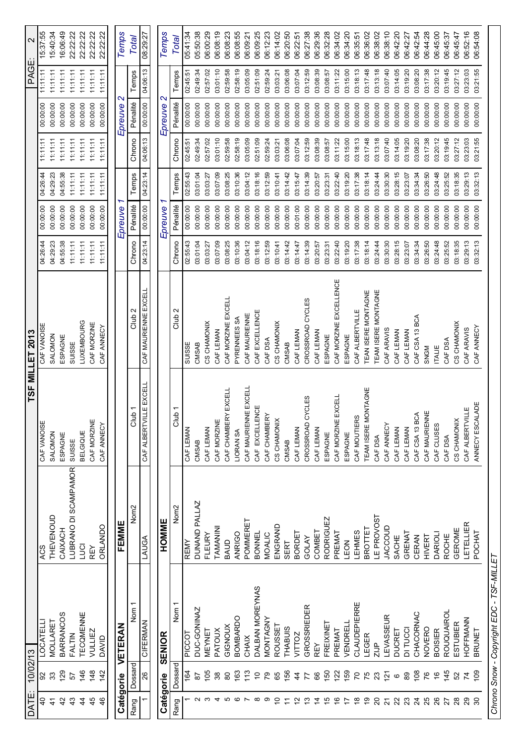DATE: 10/02/13 — **TSF MILLET 2013** — PAGE: 2

| | | | | | | | | | | | | | |
|---|---|---|---|---|---|---|---|---|---|---|---|---|---|
| 40 | 92 | LOCATELLI | ACS | CAF VANOISE | CAF VANOISE | 04:26:44 | 00:00:00 | 04:26:44 | 11:11:11 | 00:00:00 | 11:11:11 | 15:37:55 |
| 41 | 33 | MOLLARET | THEVENOUD | SALOMON | SALOMON | 04:29:23 | 00:00:00 | 04:29:23 | 11:11:11 | 00:00:00 | 11:11:11 | 15:40:34 |
| 42 | 129 | BARRANCOS | CAIXACH | ESPAGNE | ESPAGNE | 04:55:38 | 00:00:00 | 04:55:38 | 11:11:11 | 00:00:00 | 11:11:11 | 16:06:49 |
| 43 | 57 | FALTIN | LUBRANO DI SCAMPAMOR | SUISSE | SUISSE | 11:11:11 | 00:00:00 | 11:11:11 | 11:11:11 | 00:00:00 | 11:11:11 | 22:22:22 |
| 44 | 146 | TECQMENNE | LUCI | BELGIQUE | LUXEMBOURG | 11:11:11 | 00:00:00 | 11:11:11 | 11:11:11 | 00:00:00 | 11:11:11 | 22:22:22 |
| 45 | 148 | VULLIEZ | REY | CAF MORZINE | CAF MORZINE | 11:11:11 | 00:00:00 | 11:11:11 | 11:11:11 | 00:00:00 | 11:11:11 | 22:22:22 |
| 46 | 142 | DAVID | ORLANDO | CAF ANNECY | CAF ANNECY | 11:11:11 | 00:00:00 | 11:11:11 | 11:11:11 | 00:00:00 | 11:11:11 | 22:22:22 |

**Catégorie VETERAN FEMME**

| Rang | Dossard | Nom 1 | Nom2 | Club 1 | Club 2 | Epreuve 1 Chrono | Epreuve 1 Pénalité | Epreuve 1 Temps | Epreuve 2 Chrono | Epreuve 2 Pénalité | Epreuve 2 Temps | Temps Total |
|---|---|---|---|---|---|---|---|---|---|---|---|---|
| 1 | 26 | CIFERMAN | LAUGA | CAF ALBERTVILLE EXCELL | CAF MAURIENNE EXCELL | 04:23:14 | 00:00:00 | 04:23:14 | 04:06:13 | 00:00:00 | 04:06:13 | 08:29:27 |

**Catégorie SENIOR HOMME**

| Rang | Dossard | Nom 1 | Nom2 | Club 1 | Club 2 | Epreuve 1 Chrono | Epreuve 1 Pénalité | Epreuve 1 Temps | Epreuve 2 Chrono | Epreuve 2 Pénalité | Epreuve 2 Temps | Temps Total |
|---|---|---|---|---|---|---|---|---|---|---|---|---|
| 1 | 164 | PICCOT | REMY | CAF LEMAN | SUISSE | 02:55:43 | 00:00:00 | 02:55:43 | 02:45:51 | 00:00:00 | 02:45:51 | 05:41:34 |
| 2 | 87 | DUC-GONINAZ | DUNAND PALLAZ | CMSAB | CMSAB | 03:01:04 | 00:00:00 | 03:01:04 | 02:49:34 | 00:00:00 | 02:49:34 | 05:50:38 |
| 3 | 105 | MEYNET | FLEURY | CAF LEMAN | CS CHAMONIX | 03:03:27 | 00:00:00 | 03:03:27 | 02:57:02 | 00:00:00 | 02:57:02 | 06:00:29 |
| 4 | 38 | PATOUX | TAMANINI | CAF MORZINE | CAF LEMAN | 03:07:09 | 00:00:00 | 03:07:09 | 03:01:10 | 00:00:00 | 03:01:10 | 06:08:19 |
| 5 | 80 | GIGNOUX | BAUD | CAF CHAMBERY EXCELL | CAF MORZINE EXCELL | 03:08:25 | 00:00:00 | 03:08:25 | 02:59:58 | 00:00:00 | 02:59:58 | 06:08:23 |
| 6 | 163 | BOMBARDO | ANRIGO | LIORAN SA | PYRENNEES SA | 03:10:36 | 00:00:00 | 03:10:36 | 02:58:19 | 00:00:00 | 02:58:19 | 06:08:55 |
| 7 | 113 | CHAIX | POMMERET | CAF MAURIENNE EXCELL | CAF MAURIENNE | 03:04:12 | 00:00:00 | 03:04:12 | 03:05:09 | 00:00:00 | 03:05:09 | 06:09:21 |
| 8 | 10 | DALBAN MOREYNAS | BONNEL | CAF EXCELLENCE | CAF EXCELLENCE | 03:18:16 | 00:00:00 | 03:18:16 | 02:51:09 | 00:00:00 | 02:51:09 | 06:09:25 |
| 9 | 79 | MONTAGNY | MOALIC | CAF CHAMBERY | CAF DSA | 03:12:59 | 00:00:00 | 03:12:59 | 02:59:24 | 00:00:00 | 02:59:24 | 06:12:23 |
| 10 | 65 | ROUSSET | ENGRAND | CS CHAMONIX | CS CHAMONIX | 03:10:41 | 00:00:00 | 03:10:41 | 03:03:21 | 00:00:00 | 03:03:21 | 06:14:02 |
| 11 | 156 | THABUIS | SERT | CMSAB | CMSAB | 03:14:42 | 00:00:00 | 03:14:42 | 03:06:08 | 00:00:00 | 03:06:08 | 06:20:50 |
| 12 | 44 | VITTOZ | BORDET | CAF LEMAN | CAF LEMAN | 03:14:47 | 00:01:00 | 03:15:47 | 03:07:04 | 00:00:00 | 03:07:04 | 06:22:51 |
| 13 | 77 | GROSSRIEDER | GOLAY | CROSSROAD CYCLES | CROSSROAD CYCLES | 03:14:39 | 00:00:00 | 03:14:39 | 03:12:59 | 00:00:00 | 03:12:59 | 06:27:38 |
| 14 | 66 | REY | COMBET | CAF LEMAN | CAF LEMAN | 03:20:57 | 00:00:00 | 03:20:57 | 03:08:39 | 00:00:00 | 03:08:39 | 06:29:36 |
| 15 | 150 | FREIXINET | RODRIGUEZ | ESPAGNE | ESPAGNE | 03:23:31 | 00:00:00 | 03:23:31 | 03:08:57 | 00:00:00 | 03:08:57 | 06:32:28 |
| 16 | 122 | PREMAT | PREMAT | CAF MORZINE EXCELL | CAF MORZINE EXCELLENCE | 03:22:40 | 00:00:00 | 03:22:40 | 03:11:22 | 00:00:00 | 03:11:22 | 06:34:02 |
| 17 | 159 | VENDRELL | LEON | ESPAGNE | ESPAGNE | 03:19:20 | 00:00:00 | 03:19:20 | 03:15:00 | 00:00:00 | 03:15:00 | 06:34:20 |
| 18 | 70 | CLAUDEPIERRE | LEHMES | CAF MOUTIERS | CAF ALBERTVILLE | 03:17:38 | 00:00:00 | 03:17:38 | 03:18:13 | 00:00:00 | 03:18:13 | 06:35:51 |
| 19 | 75 | LEGER | BROTTET | TEAM ISERE MONTAGNE | TEAM ISERE MONTAGNE | 03:18:14 | 00:00:00 | 03:18:14 | 03:17:48 | 00:00:00 | 03:17:48 | 06:36:02 |
| 20 | 23 | ZIJP | LE PROVOST | CAF DSA | TEAM ISERE MONTAGNE | 03:24:44 | 00:00:00 | 03:24:44 | 03:13:18 | 00:00:00 | 03:13:18 | 06:38:02 |
| 21 | 121 | LEVASSEUR | JACCOUD | CAF ANNECY | CAF ARAVIS | 03:30:30 | 00:00:00 | 03:30:30 | 03:07:40 | 00:00:00 | 03:07:40 | 06:38:10 |
| 22 | 6 | DUCRET | SACHE | CAF LEMAN | CAF LEMAN | 03:28:15 | 00:00:00 | 03:28:15 | 03:14:05 | 00:00:00 | 03:14:05 | 06:42:20 |
| 23 | 89 | DI TUCCI | GRENAT | CAF LEMAN | CAF LEMAN | 03:23:07 | 00:00:00 | 03:23:07 | 03:19:20 | 00:00:00 | 03:19:20 | 06:42:27 |
| 24 | 108 | CHACORNAC | CERAN | CAF CSA 13 BCA | CAF CSA 13 BCA | 03:34:34 | 00:00:00 | 03:34:34 | 03:08:20 | 00:00:00 | 03:08:20 | 06:42:54 |
| 25 | 76 | NOVERO | HIVERT | CAF MAURIENNE | SNGM | 03:26:50 | 00:00:00 | 03:26:50 | 03:17:38 | 00:00:00 | 03:17:38 | 06:44:28 |
| 26 | 16 | BOISIER | DARIOLI | CAF CLUSES | ITALIE | 03:24:48 | 00:00:00 | 03:24:48 | 03:20:12 | 00:00:00 | 03:20:12 | 06:45:00 |
| 27 | 145 | ROUQUAIROL | ROCHE | CAF DSA | CAF DSA | 03:25:52 | 00:00:00 | 03:25:52 | 03:19:45 | 00:00:00 | 03:19:45 | 06:45:37 |
| 28 | 58 | ESTUBIER | GEROME | CS CHAMONIX | CS CHAMONIX | 03:18:35 | 00:00:00 | 03:18:35 | 03:27:12 | 00:00:00 | 03:27:12 | 06:45:47 |
| 29 | 74 | HOFFMANN | LETELLIER | CAF ALBERTVILLE | CAF ARAVIS | 03:29:13 | 00:00:00 | 03:29:13 | 03:23:03 | 00:00:00 | 03:23:03 | 06:52:16 |
| 30 | 109 | BRUNET | POCHAT | ANNECY ESCALADE | CAF ANNECY | 03:32:13 | 00:00:00 | 03:32:13 | 03:21:55 | 00:00:00 | 03:21:55 | 06:54:08 |

*Chrono Snow - Copyright EDC - TSF-MILLET*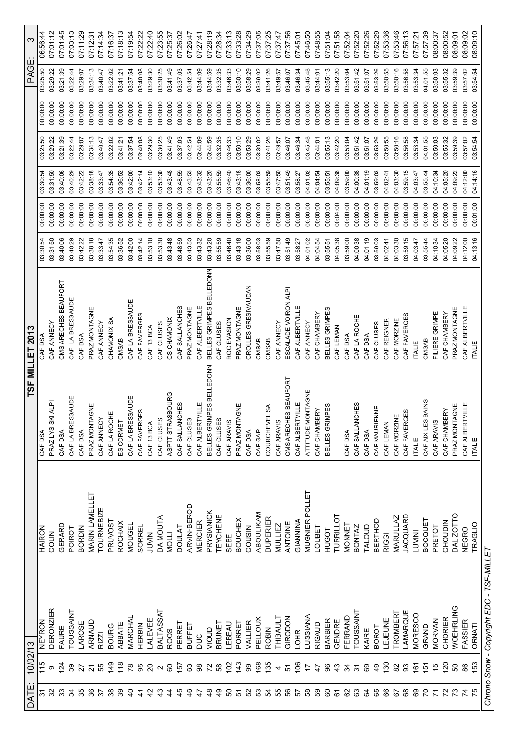DATE: 10/02/13

# TSF MILLET 2013

PAGE: 3

| | | | | | | | | | | | | |
|---|---|---|---|---|---|---|---|---|---|---|---|---|
| 31 | 115 | NEYRON | HAIRON | CAF DSA | CAF DSA | 03:30:54 | 00:00:00 | 03:30:54 | 03:25:50 | 00:00:00 | 03:25:50 | 06:56:44 |
| 32 | 9 | DERONZIER | COLIN | PRAZ LYS SKI ALPI | CAF ANNECY | 03:31:50 | 00:00:00 | 03:31:50 | 03:29:22 | 00:00:00 | 03:29:22 | 07:01:12 |
| 33 | 124 | FAURE | GERARD | CAF DSA | CMS ARECHES BEAUFORT | 03:40:06 | 00:00:00 | 03:40:06 | 03:21:39 | 00:00:00 | 03:21:39 | 07:01:45 |
| 34 | 39 | TOUSSAINT | POIROT | CAF LA BRESSAUDE | CAF LA BRESSAUDE | 03:40:29 | 00:00:00 | 03:40:29 | 03:22:44 | 00:00:00 | 03:22:44 | 07:03:13 |
| 35 | 27 | LAROSE | BORDIN | CAF DSA | CAF DSA | 03:42:22 | 00:00:00 | 03:42:22 | 03:29:07 | 00:00:00 | 03:29:07 | 07:11:29 |
| 36 | 21 | ARNAUD | MARIN LAMELLET | PRAZ MONTAGNE | PRAZ MONTAGNE | 03:38:18 | 00:00:00 | 03:38:18 | 03:34:13 | 00:00:00 | 03:34:13 | 07:12:31 |
| 37 | 55 | RIZZI | TOURNEBIZE | CAF ANNECY | CAF ANNECY | 03:33:47 | 00:00:00 | 03:33:47 | 03:40:47 | 00:00:00 | 03:40:47 | 07:14:34 |
| 38 | 149 | BOURG | PRUVOST | CAF LA ROCHE | CHAMONIX SA | 03:54:35 | 00:00:00 | 03:54:35 | 03:22:02 | 00:00:00 | 03:22:02 | 07:16:37 |
| 39 | 118 | ABBATE | ROCHAIX | ES CORMET | CMSAB | 03:36:52 | 00:00:00 | 03:36:52 | 03:41:21 | 00:00:00 | 03:41:21 | 07:18:13 |
| 40 | 78 | MARCHAL | MOUGEL | CAF LA BRESSAUDE | CAF LA BRESSAUDE | 03:42:00 | 00:00:00 | 03:42:00 | 03:37:54 | 00:00:00 | 03:37:54 | 07:19:54 |
| 41 | 95 | HERBIN | SORREL | CAF FAVERGES | CAF FAVERGES | 03:42:14 | 00:00:00 | 03:42:14 | 03:40:08 | 00:00:00 | 03:40:08 | 07:22:22 |
| 42 | 20 | LALEVEE | JUVIN | CAF 13 BCA | CAF 13 BCA | 03:53:10 | 00:00:00 | 03:53:10 | 03:29:30 | 00:00:00 | 03:29:30 | 07:22:40 |
| 43 | 2 | BALTASSAT | DA MOUTA | CAF CLUSES | CAF CLUSES | 03:53:30 | 00:00:00 | 03:53:30 | 03:30:25 | 00:00:00 | 03:30:25 | 07:23:55 |
| 44 | 60 | ROOS | MOLLI | ASPTT STRASBOURG | CS CHAMONIX | 03:43:48 | 00:00:00 | 03:43:48 | 03:41:49 | 00:00:00 | 03:41:49 | 07:25:37 |
| 45 | 157 | PERRET | DOULAT | CAF SALLANCHES | CAF SALLANCHES | 03:48:59 | 00:00:00 | 03:48:59 | 03:37:03 | 00:00:00 | 03:37:03 | 07:26:02 |
| 46 | 63 | BUFFET | ARVIN-BEROD | CAF CLUSES | PRAZ MONTAGNE | 03:43:53 | 00:00:00 | 03:43:53 | 03:42:54 | 00:00:00 | 03:42:54 | 07:26:47 |
| 47 | 98 | DUC | MERCIER | CAF ALBERTVILLE | CAF ALBERTVILLE | 03:43:32 | 00:00:00 | 03:43:32 | 03:44:09 | 00:00:00 | 03:44:09 | 07:27:41 |
| 48 | 72 | VIOUD | PRYSIANIOK | BELLES GRIMPES BELLEDONN | BELLES GRIMPES BELLEDONN | 03:43:20 | 00:00:00 | 03:43:20 | 03:44:59 | 00:00:00 | 03:44:59 | 07:28:19 |
| 49 | 58 | BRUNET | TEYCHENE | CAF CLUSES | CAF CLUSES | 03:55:59 | 00:00:00 | 03:55:59 | 03:32:35 | 00:00:00 | 03:32:35 | 07:28:34 |
| 50 | 102 | LEBEAU | SEBE | CAF ARAVIS | ROC EVASION | 03:46:40 | 00:00:00 | 03:46:40 | 03:46:33 | 00:00:00 | 03:46:33 | 07:33:13 |
| 51 | 143 | PORRET | BOUCHEX | PRAZ MONTAGNE | PRAZ MONTAGNE | 03:43:18 | 00:00:00 | 03:43:18 | 03:50:10 | 00:00:00 | 03:50:10 | 07:33:28 |
| 52 | 99 | VALLIER | COUSIN | CAF DSA | CROLLES GRESIVAUDAN | 03:36:00 | 00:00:00 | 03:36:00 | 03:58:29 | 00:00:00 | 03:58:29 | 07:34:29 |
| 53 | 168 | PELLOUX | ABOULIKAM | CAF GAP | CMSAB | 03:58:03 | 00:00:00 | 03:58:03 | 03:39:02 | 00:00:00 | 03:39:02 | 07:37:05 |
| 54 | 135 | ROBIN | DUPERIER | COURCHEVEL SA | CMSAB | 03:55:59 | 00:00:00 | 03:55:59 | 03:41:26 | 00:00:00 | 03:41:26 | 07:37:25 |
| 55 | 4 | THIBAULT | MULLIEZ | CAF ARAVIS | CAF ANNECY | 03:47:50 | 00:00:00 | 03:47:50 | 03:49:57 | 00:00:00 | 03:49:57 | 07:37:47 |
| 56 | 51 | GIRODON | ANTOINE | CMS ARECHES BEAUFORT | ESCALADE VOIRON ALPI | 03:51:49 | 00:00:00 | 03:51:49 | 03:46:07 | 00:00:00 | 03:46:07 | 07:37:56 |
| 57 | 106 | LOHR | GIANNINA | CAF ALBERTVILLE | CAF ALBERTVILLE | 03:58:27 | 00:00:00 | 03:58:27 | 03:46:34 | 00:00:00 | 03:46:34 | 07:45:01 |
| 58 | 17 | LUSSIANA | MUGNIER POLLET | ATTITUDE MONTAGNE | CAF ANNECY | 04:01:02 | 00:00:00 | 04:01:02 | 03:45:48 | 00:00:00 | 03:45:48 | 07:46:50 |
| 59 | 47 | RIGAUD | LOUBET | CAF CHAMBERY | CAF CHAMBERY | 04:04:54 | 00:00:00 | 04:04:54 | 03:44:01 | 00:00:00 | 03:44:01 | 07:48:55 |
| 60 | 96 | BARBIER | HUGOT | BELLES GRIMPES | BELLES GRIMPES | 03:55:51 | 00:00:00 | 03:55:51 | 03:55:13 | 00:00:00 | 03:55:13 | 07:51:04 |
| 61 | 43 | GENDRE | TURRILLOT | | CAF LEMAN | 04:05:38 | 00:04:00 | 04:09:38 | 03:42:20 | 00:00:00 | 03:42:20 | 07:51:58 |
| 62 | 34 | FERRAND | MONNET | CAF DSA | CAF DSA | 03:59:00 | 00:00:00 | 03:59:00 | 03:53:04 | 00:00:00 | 03:53:04 | 07:52:04 |
| 63 | 31 | TOUSSAINT | BONTAZ | CAF SALLANCHES | CAF LA ROCHE | 04:00:38 | 00:00:00 | 04:00:38 | 03:51:42 | 00:00:00 | 03:51:42 | 07:52:20 |
| 64 | 69 | KAIRE | TALOUD | CAF DSA | CAF DSA | 04:01:19 | 00:00:00 | 04:01:19 | 03:51:07 | 00:00:00 | 03:51:07 | 07:52:26 |
| 65 | 49 | BOROT | BERTHOD | CAF MAURIENNE | CAF CLUSES | 03:59:03 | 00:00:00 | 03:59:03 | 03:53:26 | 00:00:00 | 03:53:26 | 07:52:29 |
| 66 | 130 | LEJEUNE | RIGGI | CAF LEMAN | CAF REIGNER | 04:02:41 | 00:00:00 | 04:02:41 | 03:50:55 | 00:00:00 | 03:50:55 | 07:53:36 |
| 67 | 82 | TROMBERT | MARULLAZ | CAF MORZINE | CAF MORZINE | 04:03:30 | 00:00:00 | 04:03:30 | 03:50:16 | 00:00:00 | 03:50:16 | 07:53:46 |
| 68 | 93 | LAMARQUE | JACQUARD | CAF FAVERGES | CAF FAVERGES | 03:59:15 | 00:00:00 | 03:59:15 | 03:56:58 | 00:00:00 | 03:56:58 | 07:56:13 |
| 69 | 161 | MORESCO | LUVINI | ITALIE | ITALIE | 04:03:47 | 00:00:00 | 04:03:47 | 03:53:34 | 00:00:00 | 03:53:34 | 07:57:21 |
| 70 | 151 | GRAND | BOCQUET | CAF AIX LES BAINS | CMSAB | 03:55:44 | 00:00:00 | 03:55:44 | 04:01:55 | 00:00:00 | 04:01:55 | 07:57:39 |
| 71 | 15 | MORVAN | PRETOT | CAF ARAVIS | FILIERE GRIMPE | 04:10:34 | 00:00:00 | 04:10:34 | 03:50:03 | 00:00:00 | 03:50:03 | 08:00:37 |
| 72 | 120 | CHORIER | CHOUDIN | CAF CHAMBERY | CAF CHAMBERY | 04:05:20 | 00:00:00 | 04:05:20 | 03:55:32 | 00:00:00 | 03:55:32 | 08:00:52 |
| 73 | 50 | WOEHRLING | DAL ZOTTO | PRAZ MONTAGNE | PRAZ MONTAGNE | 04:09:22 | 00:00:00 | 04:09:22 | 03:59:39 | 00:00:00 | 03:59:39 | 08:09:01 |
| 74 | 86 | FASSIER | NEGRO | CAF ALBERTVILLE | CAF ALBERTVILLE | 04:12:00 | 00:00:00 | 04:12:00 | 03:57:02 | 00:00:00 | 03:57:02 | 08:09:02 |
| 75 | 153 | ORNATI | TRAGLIO | ITALIE | ITALIE | 04:13:16 | 00:01:00 | 04:14:16 | 03:54:54 | 00:00:00 | 03:54:54 | 08:09:10 |

*Chrono Snow - Copyright EDC - TSF-MILLET*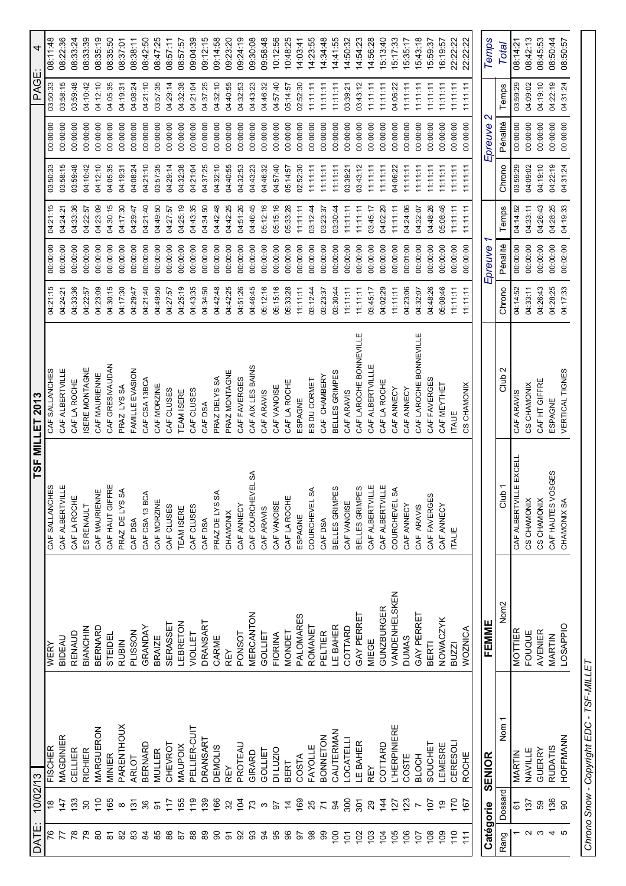DATE: 10/02/13

# TSF MILLET 2013

PAGE: 4

| Rang | Dossard | Nom 1 | Nom2 | Club 1 | Club 2 | Chrono | Pénalité | Temps | Chrono | Pénalité | Temps | Temps Total |
|---|---|---|---|---|---|---|---|---|---|---|---|---|
| 76 | 18 | FISCHER | WERY | CAF SALLANCHES | CAF SALLANCHES | 04:21:15 | 00:00:00 | 04:21:15 | 03:50:33 | 00:00:00 | 03:50:33 | 08:11:48 |
| 77 | 147 | MAGDINIER | BIDEAU | CAF ALBERTVILLE | CAF ALBERTVILLE | 04:24:21 | 00:00:00 | 04:24:21 | 03:58:15 | 00:00:00 | 03:58:15 | 08:22:36 |
| 78 | 133 | CELLIER | RENAUD | CAF LA ROCHE | CAF LA ROCHE | 04:33:36 | 00:00:00 | 04:33:36 | 03:59:48 | 00:00:00 | 03:59:48 | 08:33:24 |
| 79 | 30 | RICHIER | BIANCHIN | ES RENAULT | ISERE MONTAGNE | 04:22:57 | 00:00:00 | 04:22:57 | 04:10:42 | 00:00:00 | 04:10:42 | 08:33:39 |
| 80 | 110 | MARGUERON | BERNARD | CAF MAURIENNE | CAF MAURIENNE | 04:23:09 | 00:00:00 | 04:23:09 | 04:12:10 | 00:00:00 | 04:12:10 | 08:35:19 |
| 81 | 165 | MINIER | STEIDEL | CAF HAUT GIFFRE | CAF GRESIVAUDAN | 04:30:15 | 00:00:00 | 04:30:15 | 04:05:35 | 00:00:00 | 04:05:35 | 08:35:50 |
| 82 | 8 | PARENTHOUX | RUBIN | PRAZ DE LYS SA | PRAZ LYS SA | 04:17:30 | 00:00:00 | 04:17:30 | 04:19:31 | 00:00:00 | 04:19:31 | 08:37:01 |
| 83 | 131 | ARLOT | PLISSON | CAF DSA | FAMILLE EVASION | 04:29:47 | 00:00:00 | 04:29:47 | 04:08:24 | 00:00:00 | 04:08:24 | 08:38:11 |
| 84 | 36 | BERNARD | GRANDAY | CAF CSA 13BCA | CAF CSA 13BCA | 04:21:40 | 00:00:00 | 04:21:40 | 04:21:10 | 00:00:00 | 04:21:10 | 08:42:50 |
| 85 | 91 | MULLER | BRAIZE | CAF MORZINE | CAF MORZINE | 04:49:50 | 00:00:00 | 04:49:50 | 03:57:35 | 00:00:00 | 03:57:35 | 08:47:25 |
| 86 | 117 | CHEVROT | SERASSET | CAF CLUSES | CAF CLUSES | 04:27:57 | 00:00:00 | 04:27:57 | 04:29:14 | 00:00:00 | 04:29:14 | 08:57:11 |
| 87 | 155 | MAUPOIX | LEBRETON | TEAM ISERE | TEAM ISERE | 04:25:19 | 00:00:00 | 04:25:19 | 04:32:38 | 00:00:00 | 04:32:38 | 08:57:57 |
| 88 | 119 | PELLIER-CUIT | VIOLLET | CAF CLUSES | CAF CLUSES | 04:43:35 | 00:00:00 | 04:43:35 | 04:21:04 | 00:00:00 | 04:21:04 | 09:04:39 |
| 89 | 139 | DRANSART | DRANSART | CAF DSA | CAF DSA | 04:34:50 | 00:00:00 | 04:34:50 | 04:37:25 | 00:00:00 | 04:37:25 | 09:12:15 |
| 90 | 166 | DEMOLIS | CARME | PRAZ DE LYS SA | PRAZ DE LYS SA | 04:42:48 | 00:00:00 | 04:42:48 | 04:32:10 | 00:00:00 | 04:32:10 | 09:14:58 |
| 91 | 32 | REY | REY | CHAMONIX | PRAZ MONTAGNE | 04:42:25 | 00:00:00 | 04:42:25 | 04:40:55 | 00:00:00 | 04:40:55 | 09:23:20 |
| 92 | 104 | PROTEAU | PONSOT | CAF ANNECY | CAF FAVERGES | 04:51:26 | 00:00:00 | 04:51:26 | 04:32:53 | 00:00:00 | 04:32:53 | 09:24:19 |
| 93 | 73 | GIRARD | MERCANTON | CAF COURCHEVEL SA | CAF AIX LES BAINS | 04:46:45 | 00:00:00 | 04:46:45 | 04:43:23 | 00:00:00 | 04:43:23 | 09:30:08 |
| 94 | 3 | GOLLIET | GOLLIET | CAF ARAVIS | CAF ARAVIS | 05:12:16 | 00:00:00 | 05:12:16 | 04:46:32 | 00:00:00 | 04:46:32 | 09:58:48 |
| 95 | 97 | DI LUZIO | FIORINA | CAF VANOISE | CAF VANOISE | 05:15:16 | 00:00:00 | 05:15:16 | 04:57:40 | 00:00:00 | 04:57:40 | 10:12:56 |
| 96 | 14 | BERT | MONDET | CAF LA ROCHE | CAF LA ROCHE | 05:33:28 | 00:00:00 | 05:33:28 | 05:14:57 | 00:00:00 | 05:14:57 | 10:48:25 |
| 97 | 169 | COSTA | PALOMARES | ESPAGNE | ESPAGNE | 11:11:11 | 00:00:00 | 11:11:11 | 02:52:30 | 00:00:00 | 02:52:30 | 14:03:41 |
| 98 | 25 | FAYOLLE | ROMANET | COURCHEVEL SA | ES DU CORMET | 03:12:44 | 00:00:00 | 03:12:44 | 11:11:11 | 00:00:00 | 11:11:11 | 14:23:55 |
| 99 | 71 | BONNETON | PELTIER | CAF DSA | CAF CHAMBERY | 03:23:37 | 00:00:00 | 03:23:37 | 11:11:11 | 00:00:00 | 11:11:11 | 14:34:48 |
| 100 | 94 | CAUTERMAN | LE BAHER | BELLES GRIMPES | BELLES GRIMPES | 03:30:44 | 00:00:00 | 03:30:44 | 11:11:11 | 00:00:00 | 11:11:11 | 14:41:55 |
| 101 | 300 | LOCATELLI | COTTARD | CAF VANOISE | CAF ARAVIS | 11:11:11 | 00:00:00 | 11:11:11 | 03:39:21 | 00:00:00 | 03:39:21 | 14:50:32 |
| 102 | 301 | LE BAHER | GAY PERRET | BELLES GRIMPES | CAF LAROCHE BONNEVILLE | 11:11:11 | 00:00:00 | 11:11:11 | 03:43:12 | 00:00:00 | 03:43:12 | 14:54:23 |
| 103 | 29 | REY | MIEGE | CAF ALBERTVILLE | CAF ALBERTVILLE | 03:45:17 | 00:00:00 | 03:45:17 | 11:11:11 | 00:00:00 | 11:11:11 | 14:56:28 |
| 104 | 144 | COTTARD | GUNZBURGER | CAF ALBERTVILLE | CAF LA ROCHE | 04:02:29 | 00:00:00 | 04:02:29 | 11:11:11 | 00:00:00 | 11:11:11 | 15:13:40 |
| 105 | 127 | L'HERPINIERE | VANDENHELSKEN | COURCHEVEL SA | CAF ANNECY | 11:11:11 | 00:00:00 | 11:11:11 | 04:06:22 | 00:00:00 | 04:06:22 | 15:17:33 |
| 106 | 123 | COSTE | DUMAS | CAF ANNECY | CAF ANNECY | 04:23:06 | 00:01:00 | 04:24:06 | 11:11:11 | 00:00:00 | 11:11:11 | 15:35:17 |
| 107 | 7 | BLOCH | GAY PERRET | CAF ARAVIS | CAF LAROCHE BONNEVILLE | 04:32:07 | 00:00:00 | 04:32:07 | 11:11:11 | 00:00:00 | 11:11:11 | 15:43:18 |
| 108 | 107 | SOUCHET | BERTI | CAF FAVERGES | CAF FAVERGES | 04:48:26 | 00:00:00 | 04:48:26 | 11:11:11 | 00:00:00 | 11:11:11 | 15:59:37 |
| 109 | 19 | LEMESRE | NOWACZYK | CAF ANNECY | CAF MEYTHET | 05:08:46 | 00:00:00 | 05:08:46 | 11:11:11 | 00:00:00 | 11:11:11 | 16:19:57 |
| 110 | 170 | CERESOLI | BUZZI | ITALIE | ITALIE | 11:11:11 | 00:00:00 | 11:11:11 | 11:11:11 | 00:00:00 | 11:11:11 | 22:22:22 |
| 111 | 167 | ROCHE | WOZNICA | | CS CHAMONIX | 11:11:11 | 00:00:00 | 11:11:11 | 11:11:11 | 00:00:00 | 11:11:11 | 22:22:22 |

## Catégorie SENIOR FEMME

| Rang | Dossard | Nom 1 | Nom2 | Club 1 | Club 2 | *Epreuve 1* Chrono | Pénalité | Temps | *Epreuve 2* Chrono | Pénalité | Temps | *Temps Total* |
|---|---|---|---|---|---|---|---|---|---|---|---|---|
| 1 | 61 | MARTIN | MOTTIER | CAF ALBERTVILLE EXCELL | CAF ARAVIS | 04:14:52 | 00:00:00 | 04:14:52 | 03:59:29 | 00:00:00 | 03:59:29 | 08:14:21 |
| 2 | 137 | NAVILLE | FOUQUE | CS CHAMONIX | CS CHAMONIX | 04:33:11 | 00:00:00 | 04:33:11 | 04:09:02 | 00:00:00 | 04:09:02 | 08:42:13 |
| 3 | 59 | GUERRY | AVENIER | CS CHAMONIX | CAF HT GIFFRE | 04:26:43 | 00:00:00 | 04:26:43 | 04:19:10 | 00:00:00 | 04:19:10 | 08:45:53 |
| 4 | 136 | RUDATIS | MARTIN | CAF HAUTES VOSGES | ESPAGNE | 04:28:25 | 00:00:00 | 04:28:25 | 04:22:19 | 00:00:00 | 04:22:19 | 08:50:44 |
| 5 | 90 | HOFFMANN | LOSAPPIO | CHAMONIX SA | VERTICAL TIGNES | 04:17:33 | 00:02:00 | 04:19:33 | 04:31:24 | 00:00:00 | 04:31:24 | 08:50:57 |

*Chrono Snow - Copyright EDC - TSF-MILLET*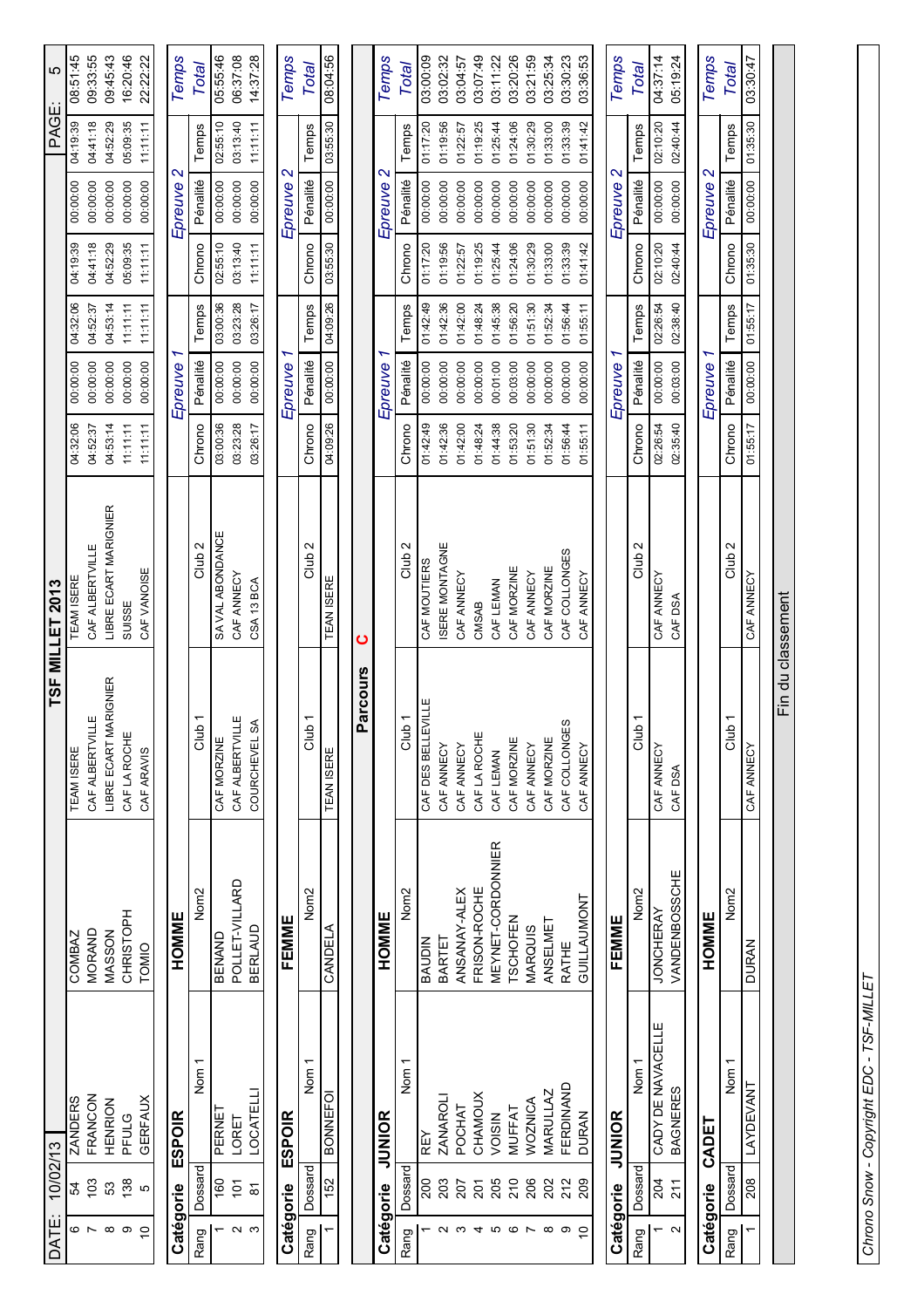DATE: 10/02/13 — TSF MILLET 2013

| Rang | Dossard | Nom 1 | Nom2 | Club 1 | Club 2 | Chrono | Pénalité | Temps | Chrono | Pénalité | Temps | Temps Total |
|---|---|---|---|---|---|---|---|---|---|---|---|---|
| 6 | 54 | ZANDERS | COMBAZ | TEAM ISERE | TEAM ISERE | 04:32:06 | 00:00:00 | 04:32:06 | 04:19:39 | 00:00:00 | 04:19:39 | 08:51:45 |
| 7 | 103 | FRANCON | MORAND | CAF ALBERTVILLE | CAF ALBERTVILLE | 04:52:37 | 00:00:00 | 04:52:37 | 04:41:18 | 00:00:00 | 04:41:18 | 09:33:55 |
| 8 | 53 | HENRION | MASSON | LIBRE ECART MARIGNIER | LIBRE ECART MARIGNIER | 04:53:14 | 00:00:00 | 04:53:14 | 04:52:29 | 00:00:00 | 04:52:29 | 09:45:43 |
| 9 | 138 | PFULG | CHRISTOPH | CAF LA ROCHE | SUISSE | 11:11:11 | 00:00:00 | 11:11:11 | 05:09:35 | 00:00:00 | 05:09:35 | 16:20:46 |
| 10 | 5 | GERFAUX | TOMIO | CAF ARAVIS | CAF VANOISE | 11:11:11 | 00:00:00 | 11:11:11 | 11:11:11 | 00:00:00 | 11:11:11 | 22:22:22 |

## Catégorie ESPOIR — HOMME

| Rang | Dossard | Nom 1 | Nom2 | Club 1 | Club 2 | Epreuve 1 Chrono | Epreuve 1 Pénalité | Epreuve 1 Temps | Epreuve 2 Chrono | Epreuve 2 Pénalité | Epreuve 2 Temps | Temps Total |
|---|---|---|---|---|---|---|---|---|---|---|---|---|
| 1 | 160 | PERNET | BENAND | CAF MORZINE | SA VAL ABONDANCE | 03:00:36 | 00:00:00 | 03:00:36 | 02:55:10 | 00:00:00 | 02:55:10 | 05:55:46 |
| 2 | 101 | LORET | POLLET-VILLARD | CAF ALBERTVILLE | CAF ANNECY | 03:23:28 | 00:00:00 | 03:23:28 | 03:13:40 | 00:00:00 | 03:13:40 | 06:37:08 |
| 3 | 81 | LOCATELLI | BERLAUD | COURCHEVEL SA | CSA 13 BCA | 03:26:17 | 00:00:00 | 03:26:17 | 11:11:11 | 00:00:00 | 11:11:11 | 14:37:28 |

## Catégorie ESPOIR — FEMME

| Rang | Dossard | Nom 1 | Nom2 | Club 1 | Club 2 | Epreuve 1 Chrono | Epreuve 1 Pénalité | Epreuve 1 Temps | Epreuve 2 Chrono | Epreuve 2 Pénalité | Epreuve 2 Temps | Temps Total |
|---|---|---|---|---|---|---|---|---|---|---|---|---|
| 1 | 152 | BONNEFOI | CANDELA | TEAN ISERE | TEAN ISERE | 04:09:26 | 00:00:00 | 04:09:26 | 03:55:30 | 00:00:00 | 03:55:30 | 08:04:56 |

# Parcours C

## Catégorie JUNIOR — HOMME

| Rang | Dossard | Nom 1 | Nom2 | Club 1 | Club 2 | Epreuve 1 Chrono | Epreuve 1 Pénalité | Epreuve 1 Temps | Epreuve 2 Chrono | Epreuve 2 Pénalité | Epreuve 2 Temps | Temps Total |
|---|---|---|---|---|---|---|---|---|---|---|---|---|
| 1 | 200 | REY | BAUDIN | CAF DES BELLEVILLE | CAF MOUTIERS | 01:42:49 | 00:00:00 | 01:42:49 | 01:17:20 | 00:00:00 | 01:17:20 | 03:00:09 |
| 2 | 203 | ZANAROLI | BARTET | CAF ANNECY | ISERE MONTAGNE | 01:42:36 | 00:00:00 | 01:42:36 | 01:19:56 | 00:00:00 | 01:19:56 | 03:02:32 |
| 3 | 207 | POCHAT | ANSANAY-ALEX | CAF ANNECY | CAF ANNECY | 01:42:00 | 00:00:00 | 01:42:00 | 01:22:57 | 00:00:00 | 01:22:57 | 03:04:57 |
| 4 | 201 | CHAMOUX | FRISON-ROCHE | CAF LA ROCHE | CMSAB | 01:48:24 | 00:00:00 | 01:48:24 | 01:19:25 | 00:00:00 | 01:19:25 | 03:07:49 |
| 5 | 205 | VOISIN | MEYNET-CORDONNIER | CAF LEMAN | CAF LEMAN | 01:44:38 | 00:01:00 | 01:45:38 | 01:25:44 | 00:00:00 | 01:25:44 | 03:11:22 |
| 6 | 210 | MUFFAT | TSCHOFEN | CAF MORZINE | CAF MORZINE | 01:53:20 | 00:03:00 | 01:56:20 | 01:24:06 | 00:00:00 | 01:24:06 | 03:20:26 |
| 7 | 206 | WOZNICA | MARQUIS | CAF ANNECY | CAF ANNECY | 01:51:30 | 00:00:00 | 01:51:30 | 01:30:29 | 00:00:00 | 01:30:29 | 03:21:59 |
| 8 | 202 | MARULLAZ | ANSELMET | CAF MORZINE | CAF MORZINE | 01:52:34 | 00:00:00 | 01:52:34 | 01:33:00 | 00:00:00 | 01:33:00 | 03:25:34 |
| 9 | 212 | FERDINAND | RATHE | CAF COLLONGES | CAF COLLONGES | 01:56:44 | 00:00:00 | 01:56:44 | 01:33:39 | 00:00:00 | 01:33:39 | 03:30:23 |
| 10 | 209 | DURAN | GUILLAUMONT | CAF ANNECY | CAF ANNECY | 01:55:11 | 00:00:00 | 01:55:11 | 01:41:42 | 00:00:00 | 01:41:42 | 03:36:53 |

## Catégorie JUNIOR — FEMME

| Rang | Dossard | Nom 1 | Nom2 | Club 1 | Club 2 | Epreuve 1 Chrono | Epreuve 1 Pénalité | Epreuve 1 Temps | Epreuve 2 Chrono | Epreuve 2 Pénalité | Epreuve 2 Temps | Temps Total |
|---|---|---|---|---|---|---|---|---|---|---|---|---|
| 1 | 204 | CADY DE NAVACELLE | JONCHERAY | CAF ANNECY | CAF ANNECY | 02:26:54 | 00:00:00 | 02:26:54 | 02:10:20 | 00:00:00 | 02:10:20 | 04:37:14 |
| 2 | 211 | BAGNERES | VANDENBOSSCHE | CAF DSA | CAF DSA | 02:35:40 | 00:03:00 | 02:38:40 | 02:40:44 | 00:00:00 | 02:40:44 | 05:19:24 |

## Catégorie CADET — HOMME

| Rang | Dossard | Nom 1 | Nom2 | Club 1 | Club 2 | Epreuve 1 Chrono | Epreuve 1 Pénalité | Epreuve 1 Temps | Epreuve 2 Chrono | Epreuve 2 Pénalité | Epreuve 2 Temps | Temps Total |
|---|---|---|---|---|---|---|---|---|---|---|---|---|
| 1 | 208 | LAYDEVANT | DURAN | CAF ANNECY | CAF ANNECY | 01:55:17 | 00:00:00 | 01:55:17 | 01:35:30 | 00:00:00 | 01:35:30 | 03:30:47 |

Fin du classement

Chrono Snow - Copyright EDC - TSF-MILLET